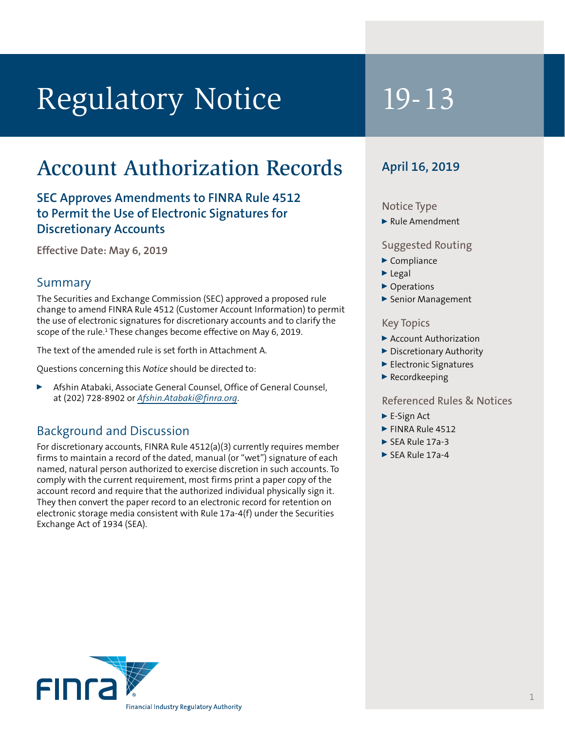# Regulatory Notice 19-13

## Account Authorization Records

### SEC Approves Amendments to FINRA Rule 4512 to Permit the Use of Electronic Signatures for Discretionary Accounts

**Effective Date: May 6, 2019**

## Summary

The Securities and Exchange Commission (SEC) approved a proposed rule change to amend FINRA Rule 4512 (Customer Account Information) to permit the use of electronic signatures for discretionary accounts and to clarify the scope of the rule.[1] These changes become effective on May 6, 2019.

The text of the amended rule is set forth in Attachment A.

Questions concerning this *Notice* should be directed to:

- Afshin Atabaki, Associate General Counsel, Office of General Counsel, at (202) 728-8902 or *Afshin.Atabaki@finra.org*.

## Background and Discussion

For discretionary accounts, FINRA Rule 4512(a)(3) currently requires member firms to maintain a record of the dated, manual (or "wet") signature of each named, natural person authorized to exercise discretion in such accounts. To comply with the current requirement, most firms print a paper copy of the account record and require that the authorized individual physically sign it. They then convert the paper record to an electronic record for retention on electronic storage media consistent with Rule 17a-4(f) under the Securities Exchange Act of 1934 (SEA).

**April 16, 2019**

### Notice Type

- Rule Amendment

### Suggested Routing

- Compliance
- Legal
- Operations
- Senior Management

### Key Topics

- Account Authorization
- Discretionary Authority
- Electronic Signatures
- Recordkeeping

### Referenced Rules & Notices

- E-Sign Act
- FINRA Rule 4512
- SEA Rule 17a-3
- SEA Rule 17a-4

FINRA
Financial Industry Regulatory Authority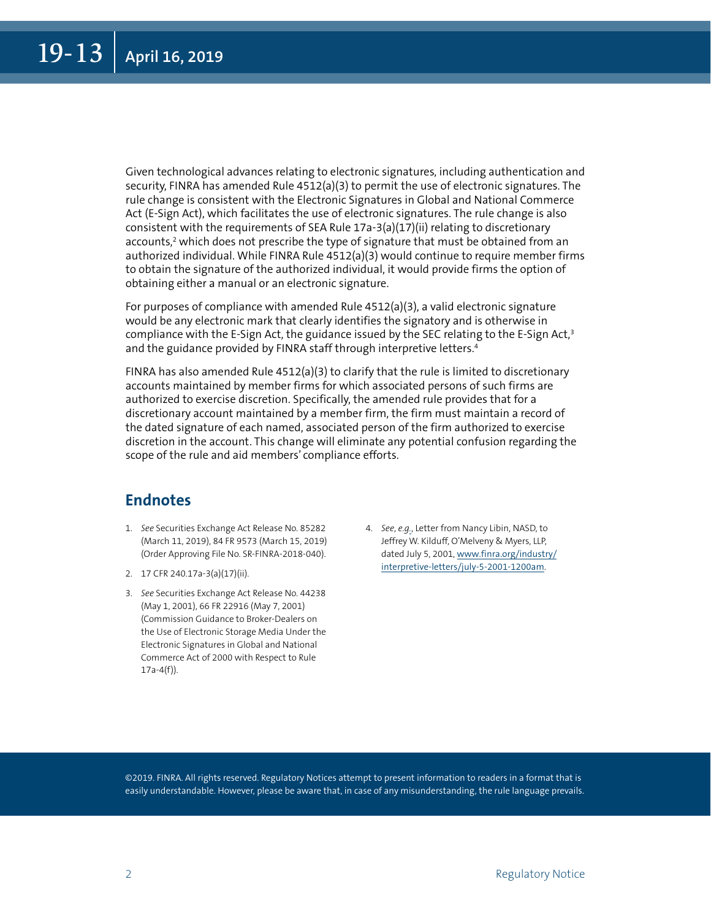Given technological advances relating to electronic signatures, including authentication and security, FINRA has amended Rule 4512(a)(3) to permit the use of electronic signatures. The rule change is consistent with the Electronic Signatures in Global and National Commerce Act (E-Sign Act), which facilitates the use of electronic signatures. The rule change is also consistent with the requirements of SEA Rule 17a-3(a)(17)(ii) relating to discretionary accounts,[2] which does not prescribe the type of signature that must be obtained from an authorized individual. While FINRA Rule 4512(a)(3) would continue to require member firms to obtain the signature of the authorized individual, it would provide firms the option of obtaining either a manual or an electronic signature.

For purposes of compliance with amended Rule 4512(a)(3), a valid electronic signature would be any electronic mark that clearly identifies the signatory and is otherwise in compliance with the E-Sign Act, the guidance issued by the SEC relating to the E-Sign Act,[3] and the guidance provided by FINRA staff through interpretive letters.[4]

FINRA has also amended Rule 4512(a)(3) to clarify that the rule is limited to discretionary accounts maintained by member firms for which associated persons of such firms are authorized to exercise discretion. Specifically, the amended rule provides that for a discretionary account maintained by a member firm, the firm must maintain a record of the dated signature of each named, associated person of the firm authorized to exercise discretion in the account. This change will eliminate any potential confusion regarding the scope of the rule and aid members' compliance efforts.

## Endnotes

1. *See* Securities Exchange Act Release No. 85282 (March 11, 2019), 84 FR 9573 (March 15, 2019) (Order Approving File No. SR-FINRA-2018-040).
2. 17 CFR 240.17a-3(a)(17)(ii).
3. *See* Securities Exchange Act Release No. 44238 (May 1, 2001), 66 FR 22916 (May 7, 2001) (Commission Guidance to Broker-Dealers on the Use of Electronic Storage Media Under the Electronic Signatures in Global and National Commerce Act of 2000 with Respect to Rule 17a-4(f)).
4. *See*, *e.g.*, Letter from Nancy Libin, NASD, to Jeffrey W. Kilduff, O'Melveny & Myers, LLP, dated July 5, 2001, www.finra.org/industry/interpretive-letters/july-5-2001-1200am.

©2019. FINRA. All rights reserved. Regulatory Notices attempt to present information to readers in a format that is easily understandable. However, please be aware that, in case of any misunderstanding, the rule language prevails.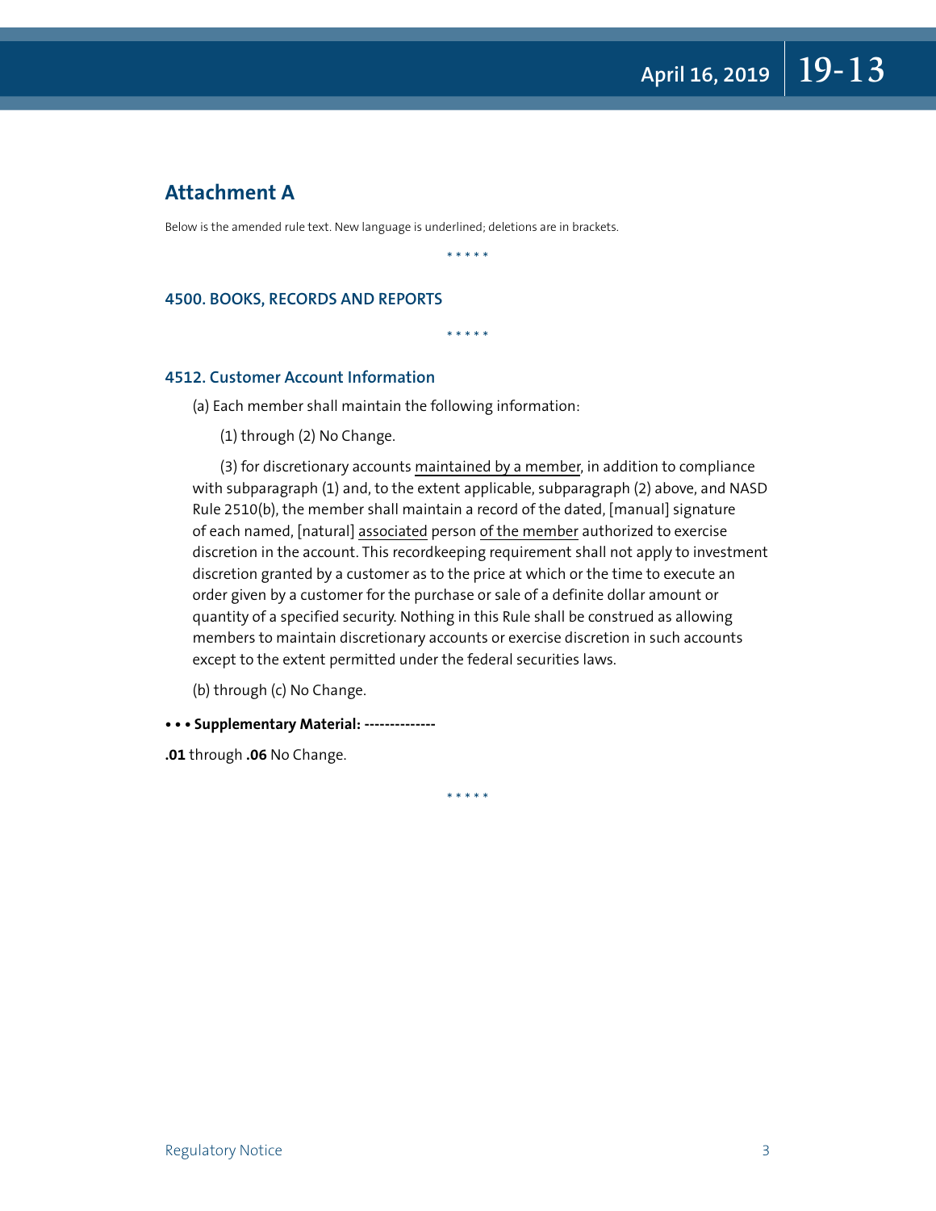## Attachment A

Below is the amended rule text. New language is underlined; deletions are in brackets.

\* \* \* \* \*

### 4500. BOOKS, RECORDS AND REPORTS

\* \* \* \* \*

#### 4512. Customer Account Information

(a) Each member shall maintain the following information:

(1) through (2) No Change.

(3) for discretionary accounts <u>maintained by a member</u>, in addition to compliance with subparagraph (1) and, to the extent applicable, subparagraph (2) above, and NASD Rule 2510(b), the member shall maintain a record of the dated, [manual] signature of each named, [natural] <u>associated</u> person <u>of the member</u> authorized to exercise discretion in the account. This recordkeeping requirement shall not apply to investment discretion granted by a customer as to the price at which or the time to execute an order given by a customer for the purchase or sale of a definite dollar amount or quantity of a specified security. Nothing in this Rule shall be construed as allowing members to maintain discretionary accounts or exercise discretion in such accounts except to the extent permitted under the federal securities laws.

(b) through (c) No Change.

**• • • Supplementary Material: --------------**

**.01** through **.06** No Change.

\* \* \* \* \*